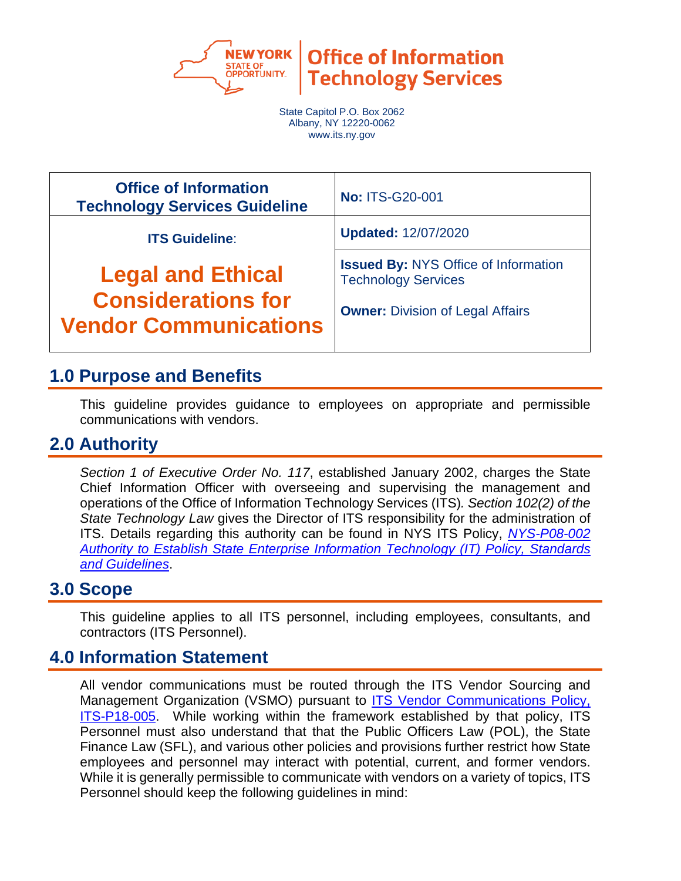State Capitol P.O. Box 2062
Albany, NY 12220-0062
www.its.ny.gov

| | |
|---|---|
| **Office of Information Technology Services Guideline** | **No:** ITS-G20-001 |
| **ITS Guideline**: | **Updated:** 12/07/2020 |
| **Legal and Ethical Considerations for Vendor Communications** | **Issued By:** NYS Office of Information Technology Services<br><br>**Owner:** Division of Legal Affairs |

## 1.0 Purpose and Benefits

This guideline provides guidance to employees on appropriate and permissible communications with vendors.

## 2.0 Authority

*Section 1 of Executive Order No. 117*, established January 2002, charges the State Chief Information Officer with overseeing and supervising the management and operations of the Office of Information Technology Services (ITS)*. Section 102(2) of the State Technology Law* gives the Director of ITS responsibility for the administration of ITS. Details regarding this authority can be found in NYS ITS Policy, *NYS-P08-002 Authority to Establish State Enterprise Information Technology (IT) Policy, Standards and Guidelines*.

## 3.0 Scope

This guideline applies to all ITS personnel, including employees, consultants, and contractors (ITS Personnel).

## 4.0 Information Statement

All vendor communications must be routed through the ITS Vendor Sourcing and Management Organization (VSMO) pursuant to ITS Vendor Communications Policy, ITS-P18-005. While working within the framework established by that policy, ITS Personnel must also understand that that the Public Officers Law (POL), the State Finance Law (SFL), and various other policies and provisions further restrict how State employees and personnel may interact with potential, current, and former vendors. While it is generally permissible to communicate with vendors on a variety of topics, ITS Personnel should keep the following guidelines in mind: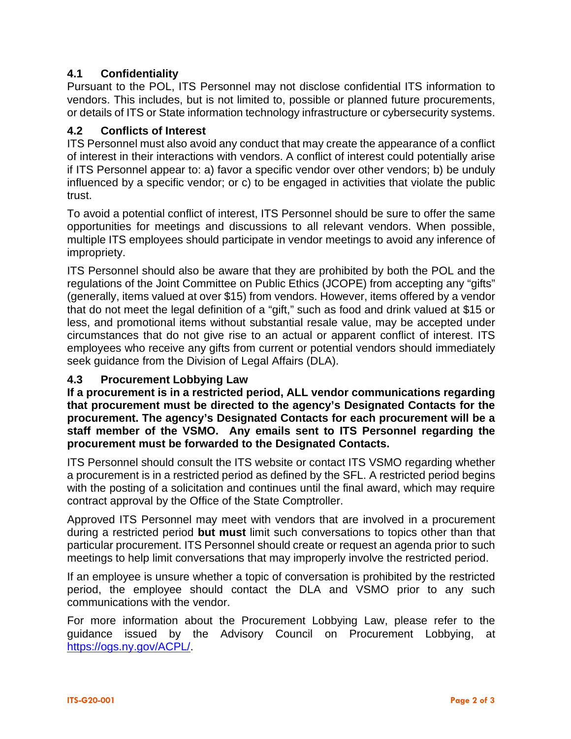### 4.1 Confidentiality

Pursuant to the POL, ITS Personnel may not disclose confidential ITS information to vendors. This includes, but is not limited to, possible or planned future procurements, or details of ITS or State information technology infrastructure or cybersecurity systems.

### 4.2 Conflicts of Interest

ITS Personnel must also avoid any conduct that may create the appearance of a conflict of interest in their interactions with vendors. A conflict of interest could potentially arise if ITS Personnel appear to: a) favor a specific vendor over other vendors; b) be unduly influenced by a specific vendor; or c) to be engaged in activities that violate the public trust.

To avoid a potential conflict of interest, ITS Personnel should be sure to offer the same opportunities for meetings and discussions to all relevant vendors. When possible, multiple ITS employees should participate in vendor meetings to avoid any inference of impropriety.

ITS Personnel should also be aware that they are prohibited by both the POL and the regulations of the Joint Committee on Public Ethics (JCOPE) from accepting any "gifts" (generally, items valued at over $15) from vendors. However, items offered by a vendor that do not meet the legal definition of a "gift," such as food and drink valued at $15 or less, and promotional items without substantial resale value, may be accepted under circumstances that do not give rise to an actual or apparent conflict of interest. ITS employees who receive any gifts from current or potential vendors should immediately seek guidance from the Division of Legal Affairs (DLA).

### 4.3 Procurement Lobbying Law

**If a procurement is in a restricted period, ALL vendor communications regarding that procurement must be directed to the agency's Designated Contacts for the procurement. The agency's Designated Contacts for each procurement will be a staff member of the VSMO. Any emails sent to ITS Personnel regarding the procurement must be forwarded to the Designated Contacts.**

ITS Personnel should consult the ITS website or contact ITS VSMO regarding whether a procurement is in a restricted period as defined by the SFL. A restricted period begins with the posting of a solicitation and continues until the final award, which may require contract approval by the Office of the State Comptroller.

Approved ITS Personnel may meet with vendors that are involved in a procurement during a restricted period **but must** limit such conversations to topics other than that particular procurement. ITS Personnel should create or request an agenda prior to such meetings to help limit conversations that may improperly involve the restricted period.

If an employee is unsure whether a topic of conversation is prohibited by the restricted period, the employee should contact the DLA and VSMO prior to any such communications with the vendor.

For more information about the Procurement Lobbying Law, please refer to the guidance issued by the Advisory Council on Procurement Lobbying, at https://ogs.ny.gov/ACPL/.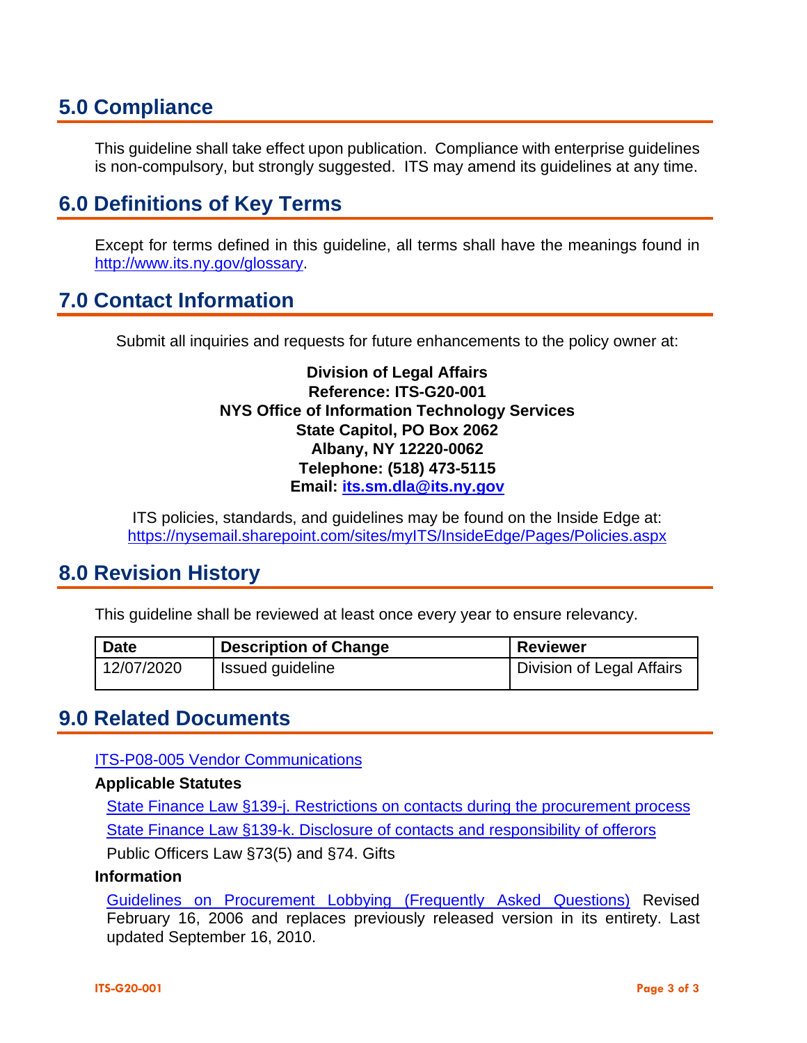## 5.0 Compliance

This guideline shall take effect upon publication. Compliance with enterprise guidelines is non-compulsory, but strongly suggested. ITS may amend its guidelines at any time.

## 6.0 Definitions of Key Terms

Except for terms defined in this guideline, all terms shall have the meanings found in [http://www.its.ny.gov/glossary](http://www.its.ny.gov/glossary).

## 7.0 Contact Information

Submit all inquiries and requests for future enhancements to the policy owner at:

**Division of Legal Affairs**
**Reference: ITS-G20-001**
**NYS Office of Information Technology Services**
**State Capitol, PO Box 2062**
**Albany, NY 12220-0062**
**Telephone: (518) 473-5115**
**Email: [its.sm.dla@its.ny.gov](mailto:its.sm.dla@its.ny.gov)**

ITS policies, standards, and guidelines may be found on the Inside Edge at:
[https://nysemail.sharepoint.com/sites/myITS/InsideEdge/Pages/Policies.aspx](https://nysemail.sharepoint.com/sites/myITS/InsideEdge/Pages/Policies.aspx)

## 8.0 Revision History

This guideline shall be reviewed at least once every year to ensure relevancy.

| Date | Description of Change | Reviewer |
|---|---|---|
| 12/07/2020 | Issued guideline | Division of Legal Affairs |

## 9.0 Related Documents

ITS-P08-005 Vendor Communications

**Applicable Statutes**

State Finance Law §139-j. Restrictions on contacts during the procurement process

State Finance Law §139-k. Disclosure of contacts and responsibility of offerors

Public Officers Law §73(5) and §74. Gifts

**Information**

Guidelines on Procurement Lobbying (Frequently Asked Questions) Revised February 16, 2006 and replaces previously released version in its entirety. Last updated September 16, 2010.